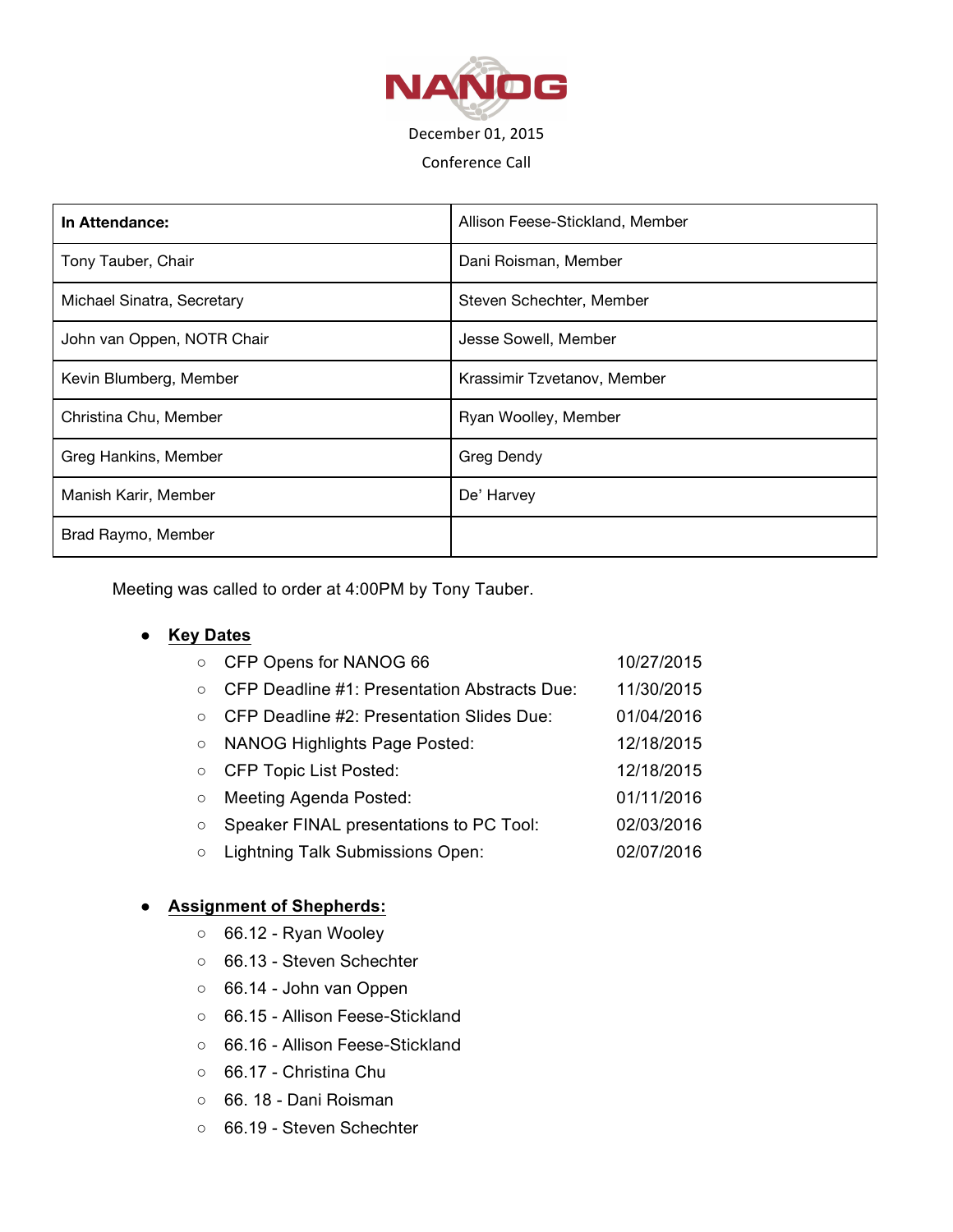# NANOG

December 01, 2015

Conference Call

| In Attendance: | Allison Feese-Stickland, Member |
|---|---|
| Tony Tauber, Chair | Dani Roisman, Member |
| Michael Sinatra, Secretary | Steven Schechter, Member |
| John van Oppen, NOTR Chair | Jesse Sowell, Member |
| Kevin Blumberg, Member | Krassimir Tzvetanov, Member |
| Christina Chu, Member | Ryan Woolley, Member |
| Greg Hankins, Member | Greg Dendy |
| Manish Karir, Member | De' Harvey |
| Brad Raymo, Member | |

Meeting was called to order at 4:00PM by Tony Tauber.

- **Key Dates**
  - CFP Opens for NANOG 66 10/27/2015
  - CFP Deadline #1: Presentation Abstracts Due: 11/30/2015
  - CFP Deadline #2: Presentation Slides Due: 01/04/2016
  - NANOG Highlights Page Posted: 12/18/2015
  - CFP Topic List Posted: 12/18/2015
  - Meeting Agenda Posted: 01/11/2016
  - Speaker FINAL presentations to PC Tool: 02/03/2016
  - Lightning Talk Submissions Open: 02/07/2016

- **Assignment of Shepherds:**
  - 66.12 - Ryan Wooley
  - 66.13 - Steven Schechter
  - 66.14 - John van Oppen
  - 66.15 - Allison Feese-Stickland
  - 66.16 - Allison Feese-Stickland
  - 66.17 - Christina Chu
  - 66. 18 - Dani Roisman
  - 66.19 - Steven Schechter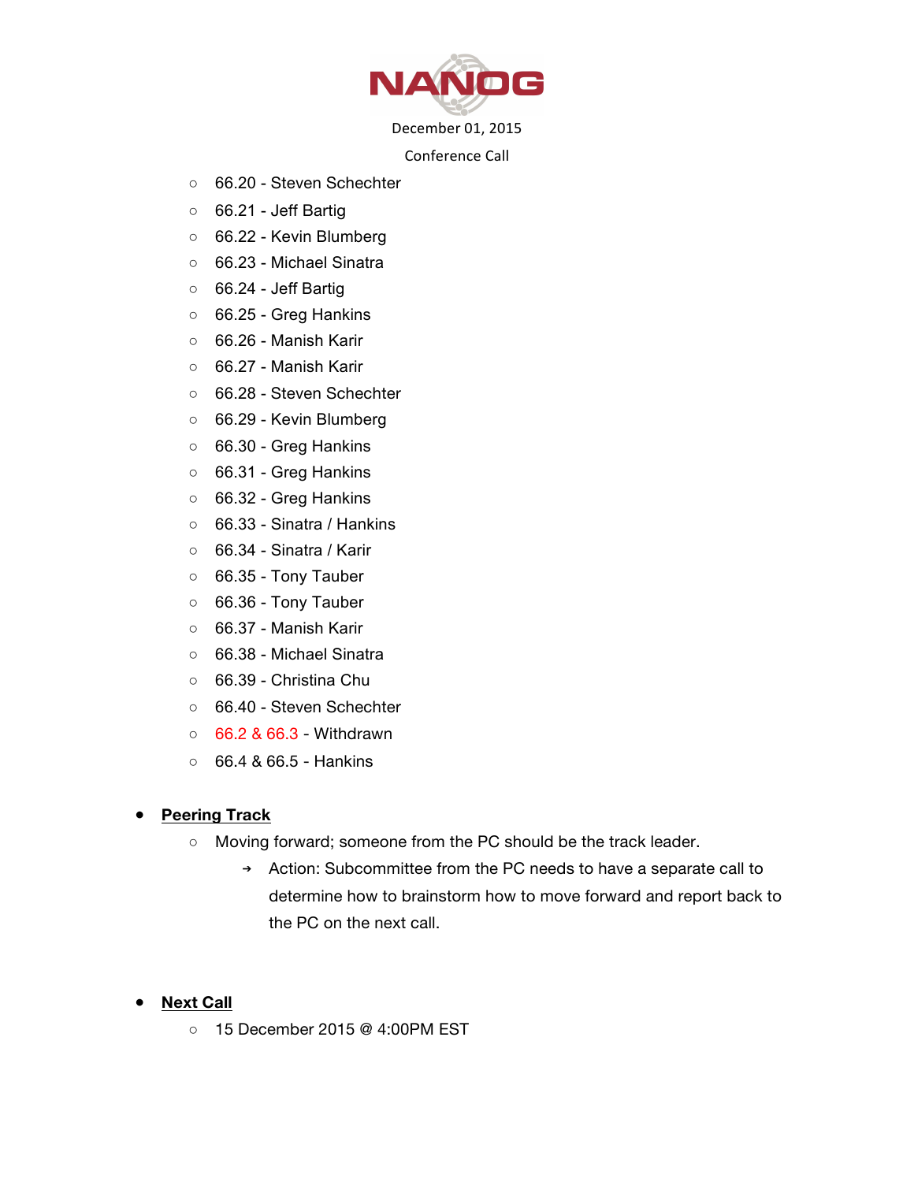NANOG

December 01, 2015

Conference Call

  - 66.20 - Steven Schechter
  - 66.21 - Jeff Bartig
  - 66.22 - Kevin Blumberg
  - 66.23 - Michael Sinatra
  - 66.24 - Jeff Bartig
  - 66.25 - Greg Hankins
  - 66.26 - Manish Karir
  - 66.27 - Manish Karir
  - 66.28 - Steven Schechter
  - 66.29 - Kevin Blumberg
  - 66.30 - Greg Hankins
  - 66.31 - Greg Hankins
  - 66.32 - Greg Hankins
  - 66.33 - Sinatra / Hankins
  - 66.34 - Sinatra / Karir
  - 66.35 - Tony Tauber
  - 66.36 - Tony Tauber
  - 66.37 - Manish Karir
  - 66.38 - Michael Sinatra
  - 66.39 - Christina Chu
  - 66.40 - Steven Schechter
  - 66.2 & 66.3 - Withdrawn
  - 66.4 & 66.5 - Hankins

- **Peering Track**
  - Moving forward; someone from the PC should be the track leader.
    - Action: Subcommittee from the PC needs to have a separate call to determine how to brainstorm how to move forward and report back to the PC on the next call.

- **Next Call**
  - 15 December 2015 @ 4:00PM EST